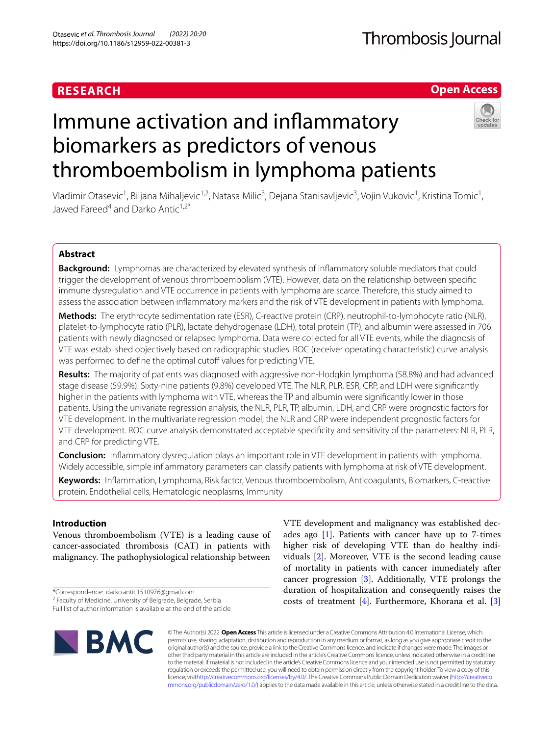RESEARCH

Open Access

# Immune activation and inflammatory biomarkers as predictors of venous thromboembolism in lymphoma patients

Vladimir Otasevic[1], Biljana Mihaljevic[1,2], Natasa Milic[3], Dejana Stanisavljevic[3], Vojin Vukovic[1], Kristina Tomic[1], Jawed Fareed[4] and Darko Antic[1,2*]

## Abstract

**Background:** Lymphomas are characterized by elevated synthesis of inflammatory soluble mediators that could trigger the development of venous thromboembolism (VTE). However, data on the relationship between specific immune dysregulation and VTE occurrence in patients with lymphoma are scarce. Therefore, this study aimed to assess the association between inflammatory markers and the risk of VTE development in patients with lymphoma.

**Methods:** The erythrocyte sedimentation rate (ESR), C-reactive protein (CRP), neutrophil-to-lymphocyte ratio (NLR), platelet-to-lymphocyte ratio (PLR), lactate dehydrogenase (LDH), total protein (TP), and albumin were assessed in 706 patients with newly diagnosed or relapsed lymphoma. Data were collected for all VTE events, while the diagnosis of VTE was established objectively based on radiographic studies. ROC (receiver operating characteristic) curve analysis was performed to define the optimal cutoff values for predicting VTE.

**Results:** The majority of patients was diagnosed with aggressive non-Hodgkin lymphoma (58.8%) and had advanced stage disease (59.9%). Sixty-nine patients (9.8%) developed VTE. The NLR, PLR, ESR, CRP, and LDH were significantly higher in the patients with lymphoma with VTE, whereas the TP and albumin were significantly lower in those patients. Using the univariate regression analysis, the NLR, PLR, TP, albumin, LDH, and CRP were prognostic factors for VTE development. In the multivariate regression model, the NLR and CRP were independent prognostic factors for VTE development. ROC curve analysis demonstrated acceptable specificity and sensitivity of the parameters: NLR, PLR, and CRP for predicting VTE.

**Conclusion:** Inflammatory dysregulation plays an important role in VTE development in patients with lymphoma. Widely accessible, simple inflammatory parameters can classify patients with lymphoma at risk of VTE development.

**Keywords:** Inflammation, Lymphoma, Risk factor, Venous thromboembolism, Anticoagulants, Biomarkers, C-reactive protein, Endothelial cells, Hematologic neoplasms, Immunity

## Introduction

Venous thromboembolism (VTE) is a leading cause of cancer-associated thrombosis (CAT) in patients with malignancy. The pathophysiological relationship between VTE development and malignancy was established decades ago [1]. Patients with cancer have up to 7-times higher risk of developing VTE than do healthy individuals [2]. Moreover, VTE is the second leading cause of mortality in patients with cancer immediately after cancer progression [3]. Additionally, VTE prolongs the duration of hospitalization and consequently raises the costs of treatment [4]. Furthermore, Khorana et al. [3]

*Correspondence: darko.antic1510976@gmail.com
[2] Faculty of Medicine, University of Belgrade, Belgrade, Serbia
Full list of author information is available at the end of the article

© The Author(s) 2022. **Open Access** This article is licensed under a Creative Commons Attribution 4.0 International License, which permits use, sharing, adaptation, distribution and reproduction in any medium or format, as long as you give appropriate credit to the original author(s) and the source, provide a link to the Creative Commons licence, and indicate if changes were made. The images or other third party material in this article are included in the article's Creative Commons licence, unless indicated otherwise in a credit line to the material. If material is not included in the article's Creative Commons licence and your intended use is not permitted by statutory regulation or exceeds the permitted use, you will need to obtain permission directly from the copyright holder. To view a copy of this licence, visit http://creativecommons.org/licenses/by/4.0/. The Creative Commons Public Domain Dedication waiver (http://creativecommons.org/publicdomain/zero/1.0/) applies to the data made available in this article, unless otherwise stated in a credit line to the data.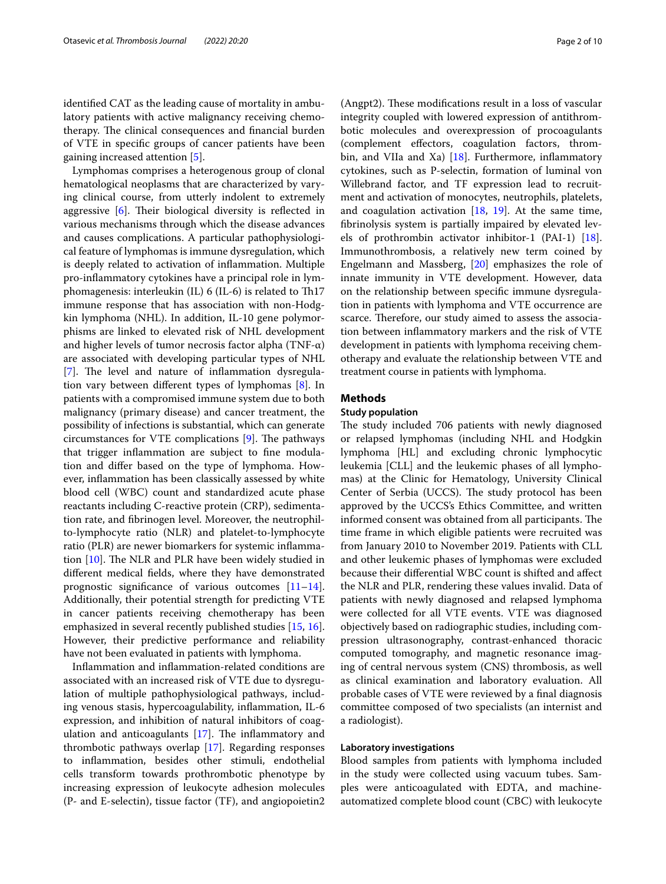identified CAT as the leading cause of mortality in ambulatory patients with active malignancy receiving chemotherapy. The clinical consequences and financial burden of VTE in specific groups of cancer patients have been gaining increased attention [5].

Lymphomas comprises a heterogenous group of clonal hematological neoplasms that are characterized by varying clinical course, from utterly indolent to extremely aggressive [6]. Their biological diversity is reflected in various mechanisms through which the disease advances and causes complications. A particular pathophysiological feature of lymphomas is immune dysregulation, which is deeply related to activation of inflammation. Multiple pro-inflammatory cytokines have a principal role in lymphomagenesis: interleukin (IL) 6 (IL-6) is related to Th17 immune response that has association with non-Hodgkin lymphoma (NHL). In addition, IL-10 gene polymorphisms are linked to elevated risk of NHL development and higher levels of tumor necrosis factor alpha (TNF-α) are associated with developing particular types of NHL [7]. The level and nature of inflammation dysregulation vary between different types of lymphomas [8]. In patients with a compromised immune system due to both malignancy (primary disease) and cancer treatment, the possibility of infections is substantial, which can generate circumstances for VTE complications [9]. The pathways that trigger inflammation are subject to fine modulation and differ based on the type of lymphoma. However, inflammation has been classically assessed by white blood cell (WBC) count and standardized acute phase reactants including C-reactive protein (CRP), sedimentation rate, and fibrinogen level. Moreover, the neutrophil-to-lymphocyte ratio (NLR) and platelet-to-lymphocyte ratio (PLR) are newer biomarkers for systemic inflammation [10]. The NLR and PLR have been widely studied in different medical fields, where they have demonstrated prognostic significance of various outcomes [11–14]. Additionally, their potential strength for predicting VTE in cancer patients receiving chemotherapy has been emphasized in several recently published studies [15, 16]. However, their predictive performance and reliability have not been evaluated in patients with lymphoma.

Inflammation and inflammation-related conditions are associated with an increased risk of VTE due to dysregulation of multiple pathophysiological pathways, including venous stasis, hypercoagulability, inflammation, IL-6 expression, and inhibition of natural inhibitors of coagulation and anticoagulants [17]. The inflammatory and thrombotic pathways overlap [17]. Regarding responses to inflammation, besides other stimuli, endothelial cells transform towards prothrombotic phenotype by increasing expression of leukocyte adhesion molecules (P- and E-selectin), tissue factor (TF), and angiopoietin2 (Angpt2). These modifications result in a loss of vascular integrity coupled with lowered expression of antithrombotic molecules and overexpression of procoagulants (complement effectors, coagulation factors, thrombin, and VIIa and Xa) [18]. Furthermore, inflammatory cytokines, such as P-selectin, formation of luminal von Willebrand factor, and TF expression lead to recruitment and activation of monocytes, neutrophils, platelets, and coagulation activation [18, 19]. At the same time, fibrinolysis system is partially impaired by elevated levels of prothrombin activator inhibitor-1 (PAI-1) [18]. Immunothrombosis, a relatively new term coined by Engelmann and Massberg, [20] emphasizes the role of innate immunity in VTE development. However, data on the relationship between specific immune dysregulation in patients with lymphoma and VTE occurrence are scarce. Therefore, our study aimed to assess the association between inflammatory markers and the risk of VTE development in patients with lymphoma receiving chemotherapy and evaluate the relationship between VTE and treatment course in patients with lymphoma.

## Methods

### Study population

The study included 706 patients with newly diagnosed or relapsed lymphomas (including NHL and Hodgkin lymphoma [HL] and excluding chronic lymphocytic leukemia [CLL] and the leukemic phases of all lymphomas) at the Clinic for Hematology, University Clinical Center of Serbia (UCCS). The study protocol has been approved by the UCCS's Ethics Committee, and written informed consent was obtained from all participants. The time frame in which eligible patients were recruited was from January 2010 to November 2019. Patients with CLL and other leukemic phases of lymphomas were excluded because their differential WBC count is shifted and affect the NLR and PLR, rendering these values invalid. Data of patients with newly diagnosed and relapsed lymphoma were collected for all VTE events. VTE was diagnosed objectively based on radiographic studies, including compression ultrasonography, contrast-enhanced thoracic computed tomography, and magnetic resonance imaging of central nervous system (CNS) thrombosis, as well as clinical examination and laboratory evaluation. All probable cases of VTE were reviewed by a final diagnosis committee composed of two specialists (an internist and a radiologist).

### Laboratory investigations

Blood samples from patients with lymphoma included in the study were collected using vacuum tubes. Samples were anticoagulated with EDTA, and machine-automatized complete blood count (CBC) with leukocyte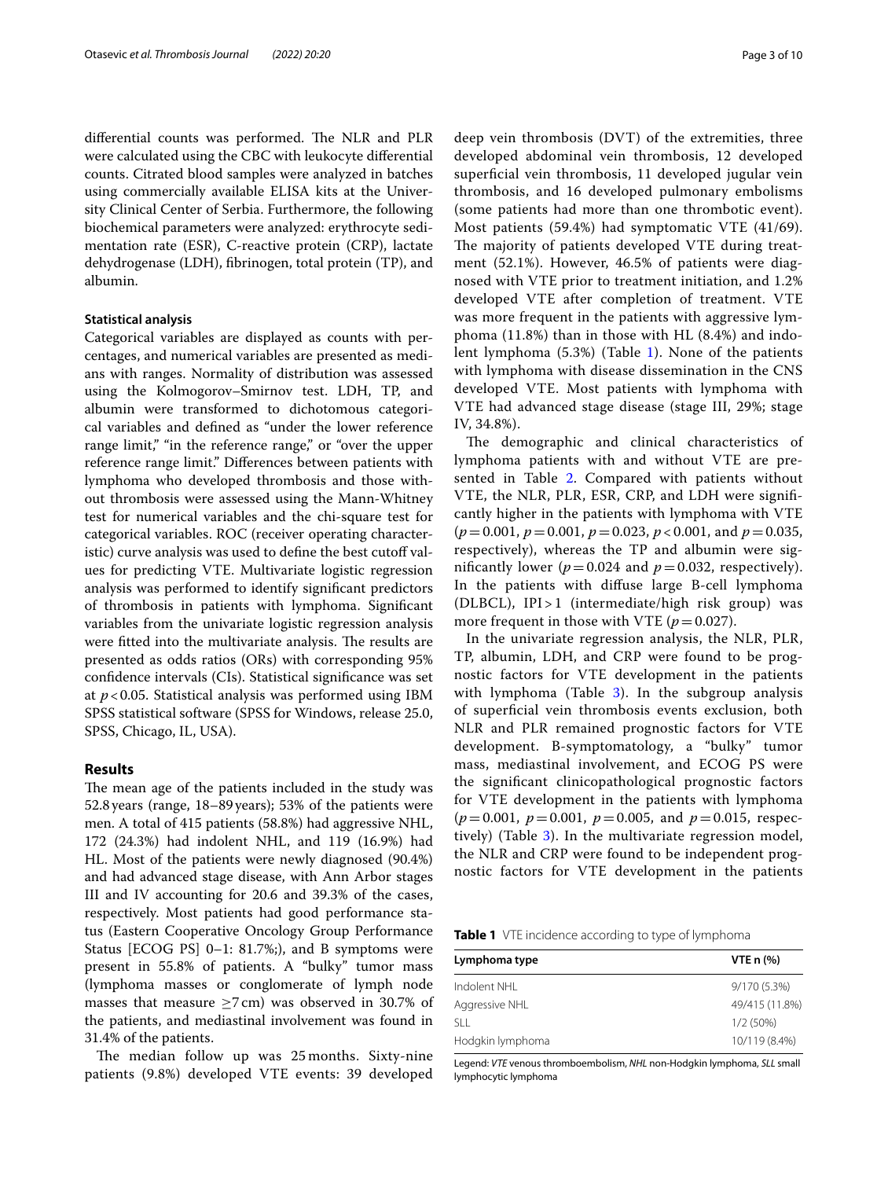differential counts was performed. The NLR and PLR were calculated using the CBC with leukocyte differential counts. Citrated blood samples were analyzed in batches using commercially available ELISA kits at the University Clinical Center of Serbia. Furthermore, the following biochemical parameters were analyzed: erythrocyte sedimentation rate (ESR), C-reactive protein (CRP), lactate dehydrogenase (LDH), fibrinogen, total protein (TP), and albumin.

### Statistical analysis

Categorical variables are displayed as counts with percentages, and numerical variables are presented as medians with ranges. Normality of distribution was assessed using the Kolmogorov–Smirnov test. LDH, TP, and albumin were transformed to dichotomous categorical variables and defined as "under the lower reference range limit," "in the reference range," or "over the upper reference range limit." Differences between patients with lymphoma who developed thrombosis and those without thrombosis were assessed using the Mann-Whitney test for numerical variables and the chi-square test for categorical variables. ROC (receiver operating characteristic) curve analysis was used to define the best cutoff values for predicting VTE. Multivariate logistic regression analysis was performed to identify significant predictors of thrombosis in patients with lymphoma. Significant variables from the univariate logistic regression analysis were fitted into the multivariate analysis. The results are presented as odds ratios (ORs) with corresponding 95% confidence intervals (CIs). Statistical significance was set at $p < 0.05$. Statistical analysis was performed using IBM SPSS statistical software (SPSS for Windows, release 25.0, SPSS, Chicago, IL, USA).

## Results

The mean age of the patients included in the study was 52.8 years (range, 18–89 years); 53% of the patients were men. A total of 415 patients (58.8%) had aggressive NHL, 172 (24.3%) had indolent NHL, and 119 (16.9%) had HL. Most of the patients were newly diagnosed (90.4%) and had advanced stage disease, with Ann Arbor stages III and IV accounting for 20.6 and 39.3% of the cases, respectively. Most patients had good performance status (Eastern Cooperative Oncology Group Performance Status [ECOG PS] 0–1: 81.7%;), and B symptoms were present in 55.8% of patients. A "bulky" tumor mass (lymphoma masses or conglomerate of lymph node masses that measure $\geq 7$ cm) was observed in 30.7% of the patients, and mediastinal involvement was found in 31.4% of the patients.

The median follow up was 25 months. Sixty-nine patients (9.8%) developed VTE events: 39 developed deep vein thrombosis (DVT) of the extremities, three developed abdominal vein thrombosis, 12 developed superficial vein thrombosis, 11 developed jugular vein thrombosis, and 16 developed pulmonary embolisms (some patients had more than one thrombotic event). Most patients (59.4%) had symptomatic VTE (41/69). The majority of patients developed VTE during treatment (52.1%). However, 46.5% of patients were diagnosed with VTE prior to treatment initiation, and 1.2% developed VTE after completion of treatment. VTE was more frequent in the patients with aggressive lymphoma (11.8%) than in those with HL (8.4%) and indolent lymphoma (5.3%) (Table 1). None of the patients with lymphoma with disease dissemination in the CNS developed VTE. Most patients with lymphoma with VTE had advanced stage disease (stage III, 29%; stage IV, 34.8%).

The demographic and clinical characteristics of lymphoma patients with and without VTE are presented in Table 2. Compared with patients without VTE, the NLR, PLR, ESR, CRP, and LDH were significantly higher in the patients with lymphoma with VTE ($p = 0.001$, $p = 0.001$, $p = 0.023$, $p < 0.001$, and $p = 0.035$, respectively), whereas the TP and albumin were significantly lower ($p = 0.024$ and $p = 0.032$, respectively). In the patients with diffuse large B-cell lymphoma (DLBCL), IPI > 1 (intermediate/high risk group) was more frequent in those with VTE ($p = 0.027$).

In the univariate regression analysis, the NLR, PLR, TP, albumin, LDH, and CRP were found to be prognostic factors for VTE development in the patients with lymphoma (Table 3). In the subgroup analysis of superficial vein thrombosis events exclusion, both NLR and PLR remained prognostic factors for VTE development. B-symptomatology, a "bulky" tumor mass, mediastinal involvement, and ECOG PS were the significant clinicopathological prognostic factors for VTE development in the patients with lymphoma ($p = 0.001$, $p = 0.001$, $p = 0.005$, and $p = 0.015$, respectively) (Table 3). In the multivariate regression model, the NLR and CRP were found to be independent prognostic factors for VTE development in the patients

**Table 1** VTE incidence according to type of lymphoma

| Lymphoma type | VTE n (%) |
|---|---|
| Indolent NHL | 9/170 (5.3%) |
| Aggressive NHL | 49/415 (11.8%) |
| SLL | 1/2 (50%) |
| Hodgkin lymphoma | 10/119 (8.4%) |

Legend: *VTE* venous thromboembolism, *NHL* non-Hodgkin lymphoma, *SLL* small lymphocytic lymphoma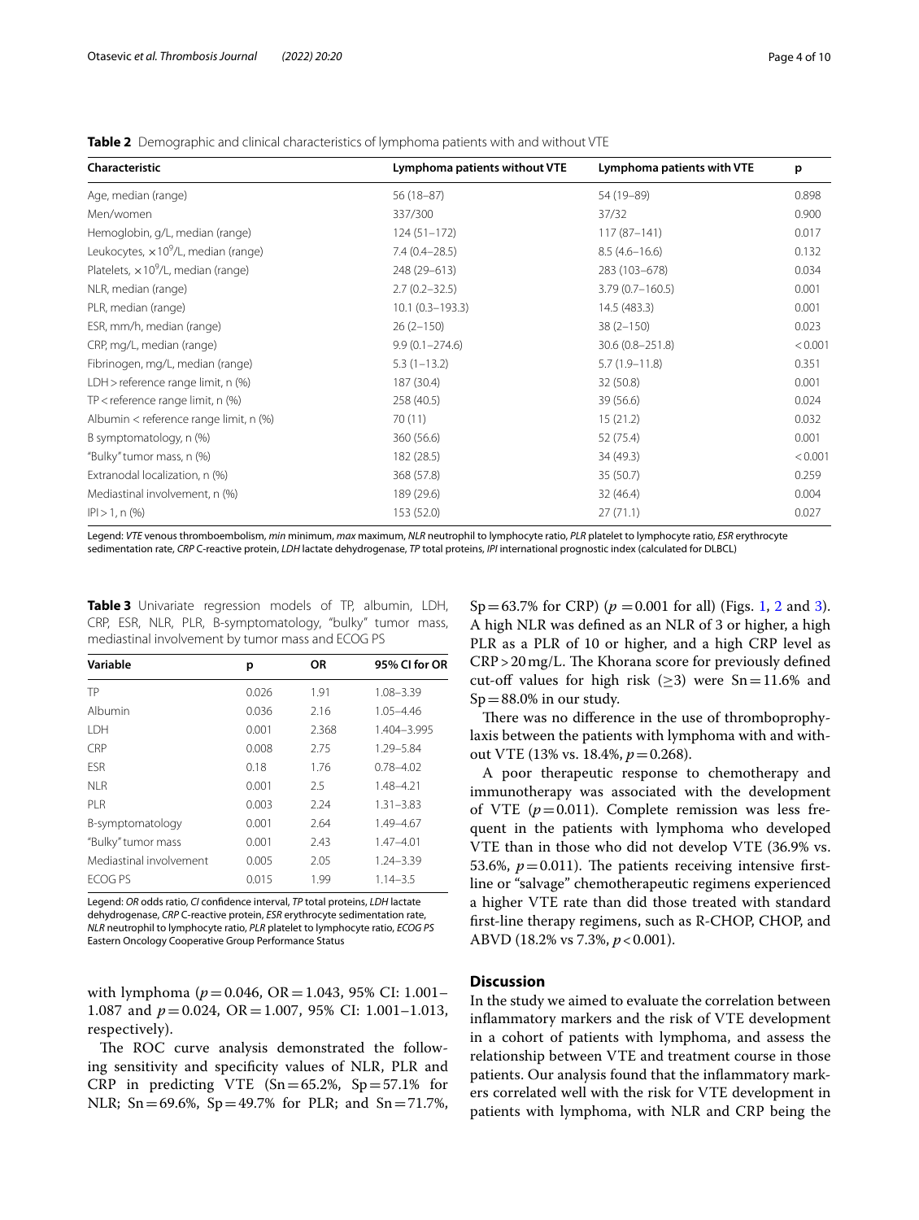**Table 2** Demographic and clinical characteristics of lymphoma patients with and without VTE

| Characteristic | Lymphoma patients without VTE | Lymphoma patients with VTE | p |
|---|---|---|---|
| Age, median (range) | 56 (18–87) | 54 (19–89) | 0.898 |
| Men/women | 337/300 | 37/32 | 0.900 |
| Hemoglobin, g/L, median (range) | 124 (51–172) | 117 (87–141) | 0.017 |
| Leukocytes, $\times 10^9$/L, median (range) | 7.4 (0.4–28.5) | 8.5 (4.6–16.6) | 0.132 |
| Platelets, $\times 10^9$/L, median (range) | 248 (29–613) | 283 (103–678) | 0.034 |
| NLR, median (range) | 2.7 (0.2–32.5) | 3.79 (0.7–160.5) | 0.001 |
| PLR, median (range) | 10.1 (0.3–193.3) | 14.5 (483.3) | 0.001 |
| ESR, mm/h, median (range) | 26 (2–150) | 38 (2–150) | 0.023 |
| CRP, mg/L, median (range) | 9.9 (0.1–274.6) | 30.6 (0.8–251.8) | < 0.001 |
| Fibrinogen, mg/L, median (range) | 5.3 (1–13.2) | 5.7 (1.9–11.8) | 0.351 |
| LDH > reference range limit, n (%) | 187 (30.4) | 32 (50.8) | 0.001 |
| TP < reference range limit, n (%) | 258 (40.5) | 39 (56.6) | 0.024 |
| Albumin < reference range limit, n (%) | 70 (11) | 15 (21.2) | 0.032 |
| B symptomatology, n (%) | 360 (56.6) | 52 (75.4) | 0.001 |
| "Bulky" tumor mass, n (%) | 182 (28.5) | 34 (49.3) | < 0.001 |
| Extranodal localization, n (%) | 368 (57.8) | 35 (50.7) | 0.259 |
| Mediastinal involvement, n (%) | 189 (29.6) | 32 (46.4) | 0.004 |
| IPI > 1, n (%) | 153 (52.0) | 27 (71.1) | 0.027 |

Legend: *VTE* venous thromboembolism, *min* minimum, *max* maximum, *NLR* neutrophil to lymphocyte ratio, *PLR* platelet to lymphocyte ratio, *ESR* erythrocyte sedimentation rate, *CRP* C-reactive protein, *LDH* lactate dehydrogenase, *TP* total proteins, *IPI* international prognostic index (calculated for DLBCL)

**Table 3** Univariate regression models of TP, albumin, LDH, CRP, ESR, NLR, PLR, B-symptomatology, "bulky" tumor mass, mediastinal involvement by tumor mass and ECOG PS

| Variable | p | OR | 95% CI for OR |
|---|---|---|---|
| TP | 0.026 | 1.91 | 1.08–3.39 |
| Albumin | 0.036 | 2.16 | 1.05–4.46 |
| LDH | 0.001 | 2.368 | 1.404–3.995 |
| CRP | 0.008 | 2.75 | 1.29–5.84 |
| ESR | 0.18 | 1.76 | 0.78–4.02 |
| NLR | 0.001 | 2.5 | 1.48–4.21 |
| PLR | 0.003 | 2.24 | 1.31–3.83 |
| B-symptomatology | 0.001 | 2.64 | 1.49–4.67 |
| "Bulky" tumor mass | 0.001 | 2.43 | 1.47–4.01 |
| Mediastinal involvement | 0.005 | 2.05 | 1.24–3.39 |
| ECOG PS | 0.015 | 1.99 | 1.14–3.5 |

Legend: *OR* odds ratio, *CI* confidence interval, *TP* total proteins, *LDH* lactate dehydrogenase, *CRP* C-reactive protein, *ESR* erythrocyte sedimentation rate, *NLR* neutrophil to lymphocyte ratio, *PLR* platelet to lymphocyte ratio, *ECOG PS* Eastern Oncology Cooperative Group Performance Status

with lymphoma ($p = 0.046$, OR = 1.043, 95% CI: 1.001–1.087 and $p = 0.024$, OR = 1.007, 95% CI: 1.001–1.013, respectively).

The ROC curve analysis demonstrated the following sensitivity and specificity values of NLR, PLR and CRP in predicting VTE (Sn = 65.2%, Sp = 57.1% for NLR; Sn = 69.6%, Sp = 49.7% for PLR; and Sn = 71.7%, Sp = 63.7% for CRP) ($p = 0.001$ for all) (Figs. 1, 2 and 3). A high NLR was defined as an NLR of 3 or higher, a high PLR as a PLR of 10 or higher, and a high CRP level as CRP > 20 mg/L. The Khorana score for previously defined cut-off values for high risk ($\geq 3$) were Sn = 11.6% and Sp = 88.0% in our study.

There was no difference in the use of thromboprophylaxis between the patients with lymphoma with and without VTE (13% vs. 18.4%, $p = 0.268$).

A poor therapeutic response to chemotherapy and immunotherapy was associated with the development of VTE ($p = 0.011$). Complete remission was less frequent in the patients with lymphoma who developed VTE than in those who did not develop VTE (36.9% vs. 53.6%, $p = 0.011$). The patients receiving intensive first-line or "salvage" chemotherapeutic regimens experienced a higher VTE rate than did those treated with standard first-line therapy regimens, such as R-CHOP, CHOP, and ABVD (18.2% vs 7.3%, $p < 0.001$).

## Discussion

In the study we aimed to evaluate the correlation between inflammatory markers and the risk of VTE development in a cohort of patients with lymphoma, and assess the relationship between VTE and treatment course in those patients. Our analysis found that the inflammatory markers correlated well with the risk for VTE development in patients with lymphoma, with NLR and CRP being the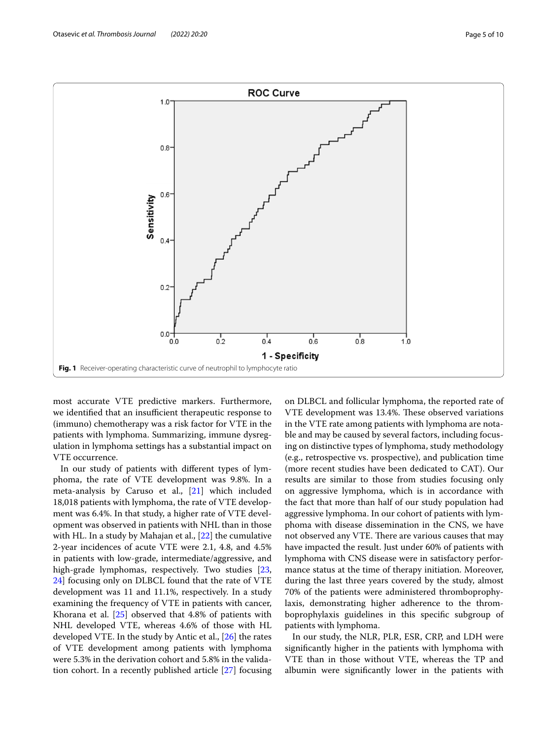Fig. 1 Receiver-operating characteristic curve of neutrophil to lymphocyte ratio

most accurate VTE predictive markers. Furthermore, we identified that an insufficient therapeutic response to (immuno) chemotherapy was a risk factor for VTE in the patients with lymphoma. Summarizing, immune dysregulation in lymphoma settings has a substantial impact on VTE occurrence.

In our study of patients with different types of lymphoma, the rate of VTE development was 9.8%. In a meta-analysis by Caruso et al., [21] which included 18,018 patients with lymphoma, the rate of VTE development was 6.4%. In that study, a higher rate of VTE development was observed in patients with NHL than in those with HL. In a study by Mahajan et al., [22] the cumulative 2-year incidences of acute VTE were 2.1, 4.8, and 4.5% in patients with low-grade, intermediate/aggressive, and high-grade lymphomas, respectively. Two studies [23, 24] focusing only on DLBCL found that the rate of VTE development was 11 and 11.1%, respectively. In a study examining the frequency of VTE in patients with cancer, Khorana et al. [25] observed that 4.8% of patients with NHL developed VTE, whereas 4.6% of those with HL developed VTE. In the study by Antic et al., [26] the rates of VTE development among patients with lymphoma were 5.3% in the derivation cohort and 5.8% in the validation cohort. In a recently published article [27] focusing on DLBCL and follicular lymphoma, the reported rate of VTE development was 13.4%. These observed variations in the VTE rate among patients with lymphoma are notable and may be caused by several factors, including focusing on distinctive types of lymphoma, study methodology (e.g., retrospective vs. prospective), and publication time (more recent studies have been dedicated to CAT). Our results are similar to those from studies focusing only on aggressive lymphoma, which is in accordance with the fact that more than half of our study population had aggressive lymphoma. In our cohort of patients with lymphoma with disease dissemination in the CNS, we have not observed any VTE. There are various causes that may have impacted the result. Just under 60% of patients with lymphoma with CNS disease were in satisfactory performance status at the time of therapy initiation. Moreover, during the last three years covered by the study, almost 70% of the patients were administered thromboprophylaxis, demonstrating higher adherence to the thromboprophylaxis guidelines in this specific subgroup of patients with lymphoma.

In our study, the NLR, PLR, ESR, CRP, and LDH were significantly higher in the patients with lymphoma with VTE than in those without VTE, whereas the TP and albumin were significantly lower in the patients with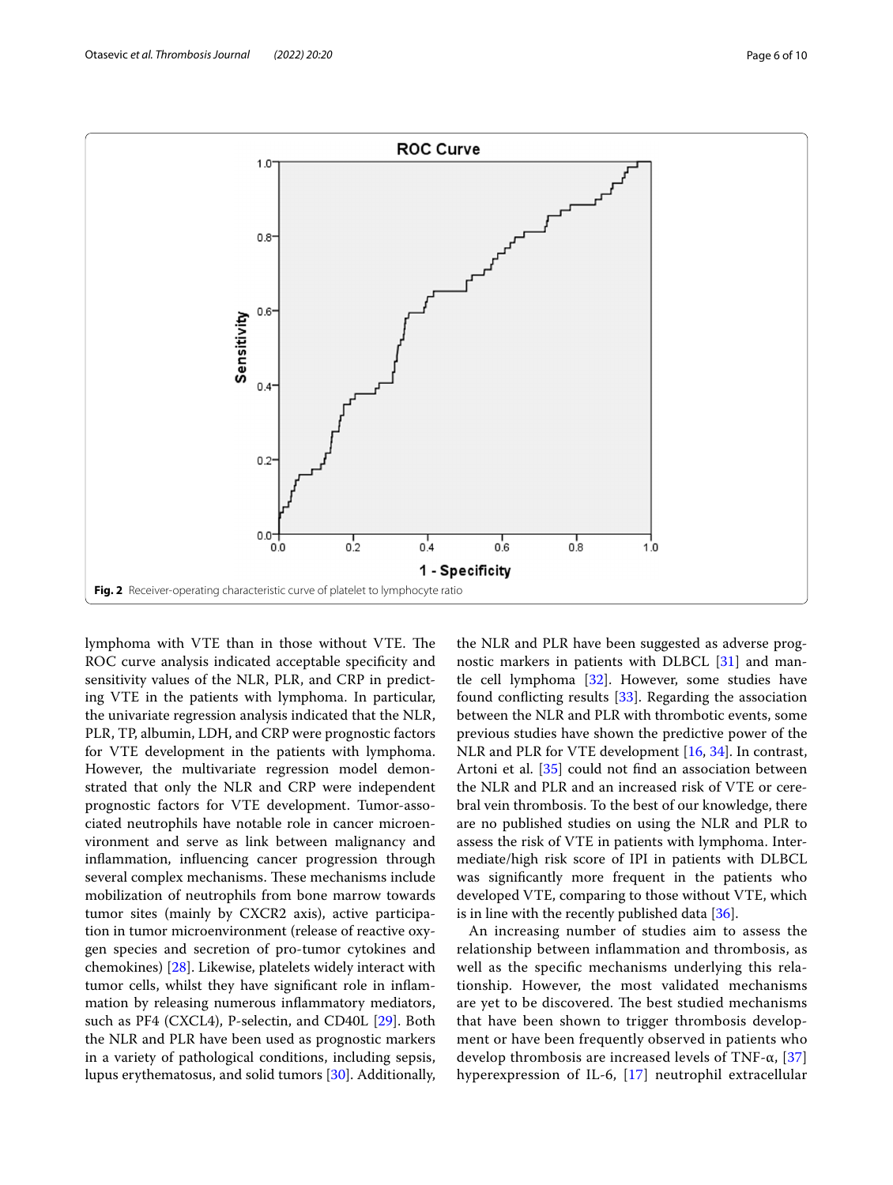Fig. 2 Receiver-operating characteristic curve of platelet to lymphocyte ratio

lymphoma with VTE than in those without VTE. The ROC curve analysis indicated acceptable specificity and sensitivity values of the NLR, PLR, and CRP in predicting VTE in the patients with lymphoma. In particular, the univariate regression analysis indicated that the NLR, PLR, TP, albumin, LDH, and CRP were prognostic factors for VTE development in the patients with lymphoma. However, the multivariate regression model demonstrated that only the NLR and CRP were independent prognostic factors for VTE development. Tumor-associated neutrophils have notable role in cancer microenvironment and serve as link between malignancy and inflammation, influencing cancer progression through several complex mechanisms. These mechanisms include mobilization of neutrophils from bone marrow towards tumor sites (mainly by CXCR2 axis), active participation in tumor microenvironment (release of reactive oxygen species and secretion of pro-tumor cytokines and chemokines) [28]. Likewise, platelets widely interact with tumor cells, whilst they have significant role in inflammation by releasing numerous inflammatory mediators, such as PF4 (CXCL4), P-selectin, and CD40L [29]. Both the NLR and PLR have been used as prognostic markers in a variety of pathological conditions, including sepsis, lupus erythematosus, and solid tumors [30]. Additionally, the NLR and PLR have been suggested as adverse prognostic markers in patients with DLBCL [31] and mantle cell lymphoma [32]. However, some studies have found conflicting results [33]. Regarding the association between the NLR and PLR with thrombotic events, some previous studies have shown the predictive power of the NLR and PLR for VTE development [16, 34]. In contrast, Artoni et al. [35] could not find an association between the NLR and PLR and an increased risk of VTE or cerebral vein thrombosis. To the best of our knowledge, there are no published studies on using the NLR and PLR to assess the risk of VTE in patients with lymphoma. Intermediate/high risk score of IPI in patients with DLBCL was significantly more frequent in the patients who developed VTE, comparing to those without VTE, which is in line with the recently published data [36].

An increasing number of studies aim to assess the relationship between inflammation and thrombosis, as well as the specific mechanisms underlying this relationship. However, the most validated mechanisms are yet to be discovered. The best studied mechanisms that have been shown to trigger thrombosis development or have been frequently observed in patients who develop thrombosis are increased levels of TNF-α, [37] hyperexpression of IL-6, [17] neutrophil extracellular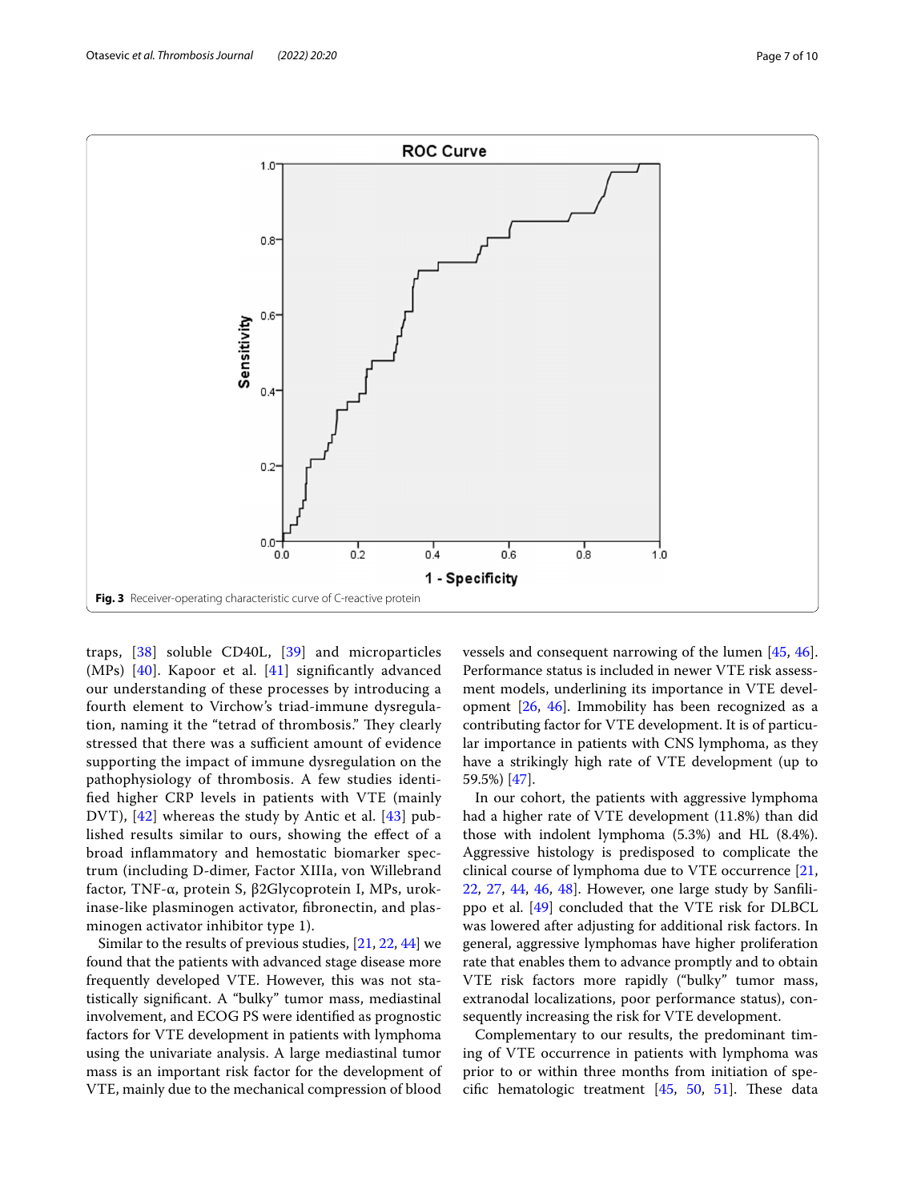Fig. 3 Receiver-operating characteristic curve of C-reactive protein

traps, [38] soluble CD40L, [39] and microparticles (MPs) [40]. Kapoor et al. [41] significantly advanced our understanding of these processes by introducing a fourth element to Virchow's triad-immune dysregulation, naming it the "tetrad of thrombosis." They clearly stressed that there was a sufficient amount of evidence supporting the impact of immune dysregulation on the pathophysiology of thrombosis. A few studies identified higher CRP levels in patients with VTE (mainly DVT), [42] whereas the study by Antic et al. [43] published results similar to ours, showing the effect of a broad inflammatory and hemostatic biomarker spectrum (including D-dimer, Factor XIIIa, von Willebrand factor, TNF-α, protein S, β2Glycoprotein I, MPs, urokinase-like plasminogen activator, fibronectin, and plasminogen activator inhibitor type 1).

Similar to the results of previous studies, [21, 22, 44] we found that the patients with advanced stage disease more frequently developed VTE. However, this was not statistically significant. A "bulky" tumor mass, mediastinal involvement, and ECOG PS were identified as prognostic factors for VTE development in patients with lymphoma using the univariate analysis. A large mediastinal tumor mass is an important risk factor for the development of VTE, mainly due to the mechanical compression of blood vessels and consequent narrowing of the lumen [45, 46]. Performance status is included in newer VTE risk assessment models, underlining its importance in VTE development [26, 46]. Immobility has been recognized as a contributing factor for VTE development. It is of particular importance in patients with CNS lymphoma, as they have a strikingly high rate of VTE development (up to 59.5%) [47].

In our cohort, the patients with aggressive lymphoma had a higher rate of VTE development (11.8%) than did those with indolent lymphoma (5.3%) and HL (8.4%). Aggressive histology is predisposed to complicate the clinical course of lymphoma due to VTE occurrence [21, 22, 27, 44, 46, 48]. However, one large study by Sanfilippo et al. [49] concluded that the VTE risk for DLBCL was lowered after adjusting for additional risk factors. In general, aggressive lymphomas have higher proliferation rate that enables them to advance promptly and to obtain VTE risk factors more rapidly ("bulky" tumor mass, extranodal localizations, poor performance status), consequently increasing the risk for VTE development.

Complementary to our results, the predominant timing of VTE occurrence in patients with lymphoma was prior to or within three months from initiation of specific hematologic treatment [45, 50, 51]. These data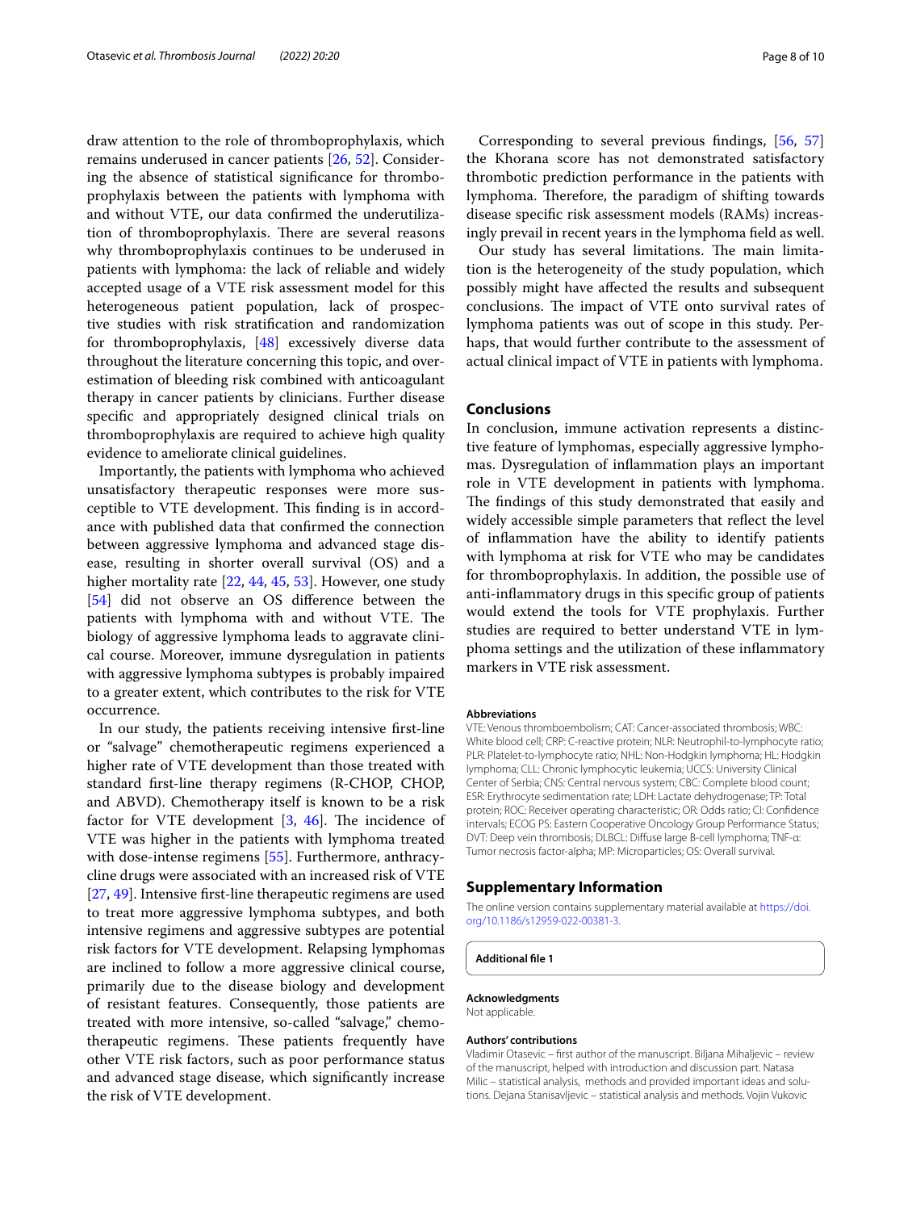draw attention to the role of thromboprophylaxis, which remains underused in cancer patients [26, 52]. Considering the absence of statistical significance for thromboprophylaxis between the patients with lymphoma with and without VTE, our data confirmed the underutilization of thromboprophylaxis. There are several reasons why thromboprophylaxis continues to be underused in patients with lymphoma: the lack of reliable and widely accepted usage of a VTE risk assessment model for this heterogeneous patient population, lack of prospective studies with risk stratification and randomization for thromboprophylaxis, [48] excessively diverse data throughout the literature concerning this topic, and overestimation of bleeding risk combined with anticoagulant therapy in cancer patients by clinicians. Further disease specific and appropriately designed clinical trials on thromboprophylaxis are required to achieve high quality evidence to ameliorate clinical guidelines.

Importantly, the patients with lymphoma who achieved unsatisfactory therapeutic responses were more susceptible to VTE development. This finding is in accordance with published data that confirmed the connection between aggressive lymphoma and advanced stage disease, resulting in shorter overall survival (OS) and a higher mortality rate [22, 44, 45, 53]. However, one study [54] did not observe an OS difference between the patients with lymphoma with and without VTE. The biology of aggressive lymphoma leads to aggravate clinical course. Moreover, immune dysregulation in patients with aggressive lymphoma subtypes is probably impaired to a greater extent, which contributes to the risk for VTE occurrence.

In our study, the patients receiving intensive first-line or "salvage" chemotherapeutic regimens experienced a higher rate of VTE development than those treated with standard first-line therapy regimens (R-CHOP, CHOP, and ABVD). Chemotherapy itself is known to be a risk factor for VTE development [3, 46]. The incidence of VTE was higher in the patients with lymphoma treated with dose-intense regimens [55]. Furthermore, anthracycline drugs were associated with an increased risk of VTE [27, 49]. Intensive first-line therapeutic regimens are used to treat more aggressive lymphoma subtypes, and both intensive regimens and aggressive subtypes are potential risk factors for VTE development. Relapsing lymphomas are inclined to follow a more aggressive clinical course, primarily due to the disease biology and development of resistant features. Consequently, those patients are treated with more intensive, so-called "salvage," chemotherapeutic regimens. These patients frequently have other VTE risk factors, such as poor performance status and advanced stage disease, which significantly increase the risk of VTE development.

Corresponding to several previous findings, [56, 57] the Khorana score has not demonstrated satisfactory thrombotic prediction performance in the patients with lymphoma. Therefore, the paradigm of shifting towards disease specific risk assessment models (RAMs) increasingly prevail in recent years in the lymphoma field as well.

Our study has several limitations. The main limitation is the heterogeneity of the study population, which possibly might have affected the results and subsequent conclusions. The impact of VTE onto survival rates of lymphoma patients was out of scope in this study. Perhaps, that would further contribute to the assessment of actual clinical impact of VTE in patients with lymphoma.

## Conclusions

In conclusion, immune activation represents a distinctive feature of lymphomas, especially aggressive lymphomas. Dysregulation of inflammation plays an important role in VTE development in patients with lymphoma. The findings of this study demonstrated that easily and widely accessible simple parameters that reflect the level of inflammation have the ability to identify patients with lymphoma at risk for VTE who may be candidates for thromboprophylaxis. In addition, the possible use of anti-inflammatory drugs in this specific group of patients would extend the tools for VTE prophylaxis. Further studies are required to better understand VTE in lymphoma settings and the utilization of these inflammatory markers in VTE risk assessment.

#### Abbreviations

VTE: Venous thromboembolism; CAT: Cancer-associated thrombosis; WBC: White blood cell; CRP: C-reactive protein; NLR: Neutrophil-to-lymphocyte ratio; PLR: Platelet-to-lymphocyte ratio; NHL: Non-Hodgkin lymphoma; HL: Hodgkin lymphoma; CLL: Chronic lymphocytic leukemia; UCCS: University Clinical Center of Serbia; CNS: Central nervous system; CBC: Complete blood count; ESR: Erythrocyte sedimentation rate; LDH: Lactate dehydrogenase; TP: Total protein; ROC: Receiver operating characteristic; OR: Odds ratio; CI: Confidence intervals; ECOG PS: Eastern Cooperative Oncology Group Performance Status; DVT: Deep vein thrombosis; DLBCL: Diffuse large B-cell lymphoma; TNF-α: Tumor necrosis factor-alpha; MP: Microparticles; OS: Overall survival.

## Supplementary Information

The online version contains supplementary material available at https://doi.org/10.1186/s12959-022-00381-3.

**Additional file 1**

#### Acknowledgments

Not applicable.

#### Authors' contributions

Vladimir Otasevic – first author of the manuscript. Biljana Mihaljevic – review of the manuscript, helped with introduction and discussion part. Natasa Milic – statistical analysis, methods and provided important ideas and solutions. Dejana Stanisavljevic – statistical analysis and methods. Vojin Vukovic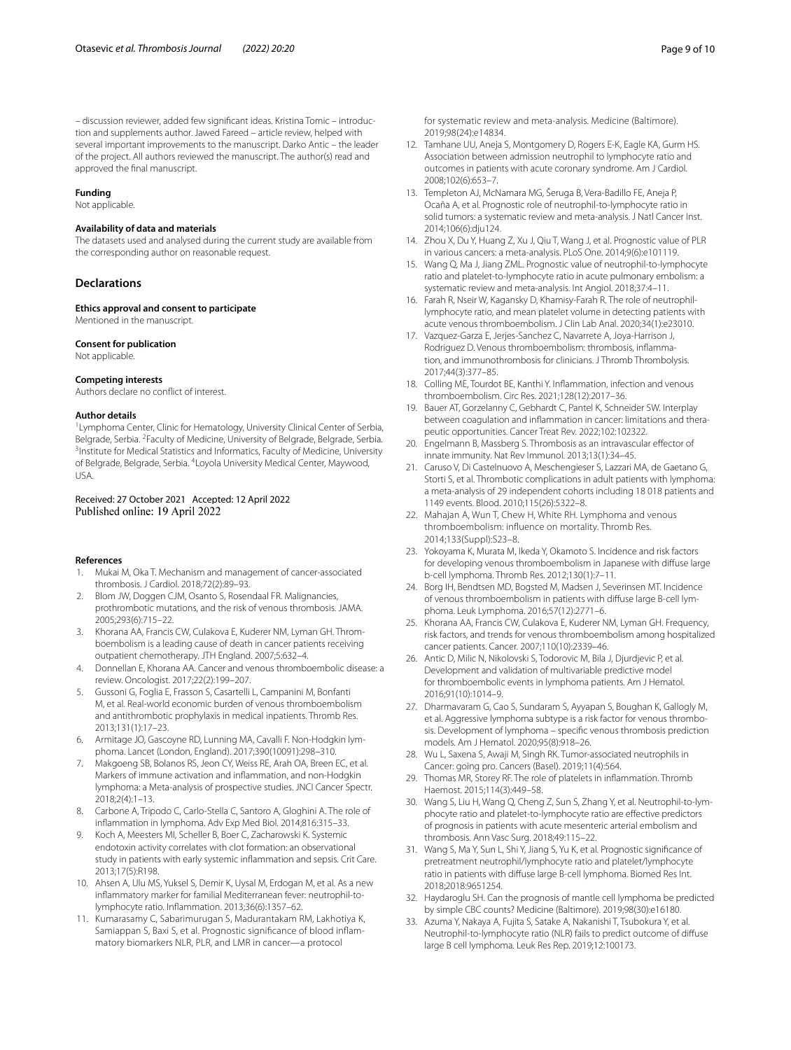– discussion reviewer, added few significant ideas. Kristina Tomic – introduction and supplements author. Jawed Fareed – article review, helped with several important improvements to the manuscript. Darko Antic – the leader of the project. All authors reviewed the manuscript. The author(s) read and approved the final manuscript.

#### Funding

Not applicable.

#### Availability of data and materials

The datasets used and analysed during the current study are available from the corresponding author on reasonable request.

## Declarations

#### Ethics approval and consent to participate

Mentioned in the manuscript.

#### Consent for publication

Not applicable.

#### Competing interests

Authors declare no conflict of interest.

#### Author details

[1]Lymphoma Center, Clinic for Hematology, University Clinical Center of Serbia, Belgrade, Serbia. [2]Faculty of Medicine, University of Belgrade, Belgrade, Serbia. [3]Institute for Medical Statistics and Informatics, Faculty of Medicine, University of Belgrade, Belgrade, Serbia. [4]Loyola University Medical Center, Maywood, USA.

Received: 27 October 2021 Accepted: 12 April 2022
Published online: 19 April 2022

#### References

1. Mukai M, Oka T. Mechanism and management of cancer-associated thrombosis. J Cardiol. 2018;72(2):89–93.
2. Blom JW, Doggen CJM, Osanto S, Rosendaal FR. Malignancies, prothrombotic mutations, and the risk of venous thrombosis. JAMA. 2005;293(6):715–22.
3. Khorana AA, Francis CW, Culakova E, Kuderer NM, Lyman GH. Thromboembolism is a leading cause of death in cancer patients receiving outpatient chemotherapy. JTH England. 2007;5:632–4.
4. Donnellan E, Khorana AA. Cancer and venous thromboembolic disease: a review. Oncologist. 2017;22(2):199–207.
5. Gussoni G, Foglia E, Frasson S, Casartelli L, Campanini M, Bonfanti M, et al. Real-world economic burden of venous thromboembolism and antithrombotic prophylaxis in medical inpatients. Thromb Res. 2013;131(1):17–23.
6. Armitage JO, Gascoyne RD, Lunning MA, Cavalli F. Non-Hodgkin lymphoma. Lancet (London, England). 2017;390(10091):298–310.
7. Makgoeng SB, Bolanos RS, Jeon CY, Weiss RE, Arah OA, Breen EC, et al. Markers of immune activation and inflammation, and non-Hodgkin lymphoma: a Meta-analysis of prospective studies. JNCI Cancer Spectr. 2018;2(4):1–13.
8. Carbone A, Tripodo C, Carlo-Stella C, Santoro A, Gloghini A. The role of inflammation in lymphoma. Adv Exp Med Biol. 2014;816:315–33.
9. Koch A, Meesters MI, Scheller B, Boer C, Zacharowski K. Systemic endotoxin activity correlates with clot formation: an observational study in patients with early systemic inflammation and sepsis. Crit Care. 2013;17(5):R198.
10. Ahsen A, Ulu MS, Yuksel S, Demir K, Uysal M, Erdogan M, et al. As a new inflammatory marker for familial Mediterranean fever: neutrophil-to-lymphocyte ratio. Inflammation. 2013;36(6):1357–62.
11. Kumarasamy C, Sabarimurugan S, Madurantakam RM, Lakhotiya K, Samiappan S, Baxi S, et al. Prognostic significance of blood inflammatory biomarkers NLR, PLR, and LMR in cancer—a protocol for systematic review and meta-analysis. Medicine (Baltimore). 2019;98(24):e14834.
12. Tamhane UU, Aneja S, Montgomery D, Rogers E-K, Eagle KA, Gurm HS. Association between admission neutrophil to lymphocyte ratio and outcomes in patients with acute coronary syndrome. Am J Cardiol. 2008;102(6):653–7.
13. Templeton AJ, McNamara MG, Šeruga B, Vera-Badillo FE, Aneja P, Ocaña A, et al. Prognostic role of neutrophil-to-lymphocyte ratio in solid tumors: a systematic review and meta-analysis. J Natl Cancer Inst. 2014;106(6):dju124.
14. Zhou X, Du Y, Huang Z, Xu J, Qiu T, Wang J, et al. Prognostic value of PLR in various cancers: a meta-analysis. PLoS One. 2014;9(6):e101119.
15. Wang Q, Ma J, Jiang ZML. Prognostic value of neutrophil-to-lymphocyte ratio and platelet-to-lymphocyte ratio in acute pulmonary embolism: a systematic review and meta-analysis. Int Angiol. 2018;37:4–11.
16. Farah R, Nseir W, Kagansky D, Khamisy-Farah R. The role of neutrophil-lymphocyte ratio, and mean platelet volume in detecting patients with acute venous thromboembolism. J Clin Lab Anal. 2020;34(1):e23010.
17. Vazquez-Garza E, Jerjes-Sanchez C, Navarrete A, Joya-Harrison J, Rodriguez D. Venous thromboembolism: thrombosis, inflammation, and immunothrombosis for clinicians. J Thromb Thrombolysis. 2017;44(3):377–85.
18. Colling ME, Tourdot BE, Kanthi Y. Inflammation, infection and venous thromboembolism. Circ Res. 2021;128(12):2017–36.
19. Bauer AT, Gorzelanny C, Gebhardt C, Pantel K, Schneider SW. Interplay between coagulation and inflammation in cancer: limitations and therapeutic opportunities. Cancer Treat Rev. 2022;102:102322.
20. Engelmann B, Massberg S. Thrombosis as an intravascular effector of innate immunity. Nat Rev Immunol. 2013;13(1):34–45.
21. Caruso V, Di Castelnuovo A, Meschengieser S, Lazzari MA, de Gaetano G, Storti S, et al. Thrombotic complications in adult patients with lymphoma: a meta-analysis of 29 independent cohorts including 18 018 patients and 1149 events. Blood. 2010;115(26):5322–8.
22. Mahajan A, Wun T, Chew H, White RH. Lymphoma and venous thromboembolism: influence on mortality. Thromb Res. 2014;133(Suppl):S23–8.
23. Yokoyama K, Murata M, Ikeda Y, Okamoto S. Incidence and risk factors for developing venous thromboembolism in Japanese with diffuse large b-cell lymphoma. Thromb Res. 2012;130(1):7–11.
24. Borg IH, Bendtsen MD, Bogsted M, Madsen J, Severinsen MT. Incidence of venous thromboembolism in patients with diffuse large B-cell lymphoma. Leuk Lymphoma. 2016;57(12):2771–6.
25. Khorana AA, Francis CW, Culakova E, Kuderer NM, Lyman GH. Frequency, risk factors, and trends for venous thromboembolism among hospitalized cancer patients. Cancer. 2007;110(10):2339–46.
26. Antic D, Milic N, Nikolovski S, Todorovic M, Bila J, Djurdjevic P, et al. Development and validation of multivariable predictive model for thromboembolic events in lymphoma patients. Am J Hematol. 2016;91(10):1014–9.
27. Dharmavaram G, Cao S, Sundaram S, Ayyapan S, Boughan K, Gallogly M, et al. Aggressive lymphoma subtype is a risk factor for venous thrombosis. Development of lymphoma – specific venous thrombosis prediction models. Am J Hematol. 2020;95(8):918–26.
28. Wu L, Saxena S, Awaji M, Singh RK. Tumor-associated neutrophils in Cancer: going pro. Cancers (Basel). 2019;11(4):564.
29. Thomas MR, Storey RF. The role of platelets in inflammation. Thromb Haemost. 2015;114(3):449–58.
30. Wang S, Liu H, Wang Q, Cheng Z, Sun S, Zhang Y, et al. Neutrophil-to-lymphocyte ratio and platelet-to-lymphocyte ratio are effective predictors of prognosis in patients with acute mesenteric arterial embolism and thrombosis. Ann Vasc Surg. 2018;49:115–22.
31. Wang S, Ma Y, Sun L, Shi Y, Jiang S, Yu K, et al. Prognostic significance of pretreatment neutrophil/lymphocyte ratio and platelet/lymphocyte ratio in patients with diffuse large B-cell lymphoma. Biomed Res Int. 2018;2018:9651254.
32. Haydaroglu SH. Can the prognosis of mantle cell lymphoma be predicted by simple CBC counts? Medicine (Baltimore). 2019;98(30):e16180.
33. Azuma Y, Nakaya A, Fujita S, Satake A, Nakanishi T, Tsubokura Y, et al. Neutrophil-to-lymphocyte ratio (NLR) fails to predict outcome of diffuse large B cell lymphoma. Leuk Res Rep. 2019;12:100173.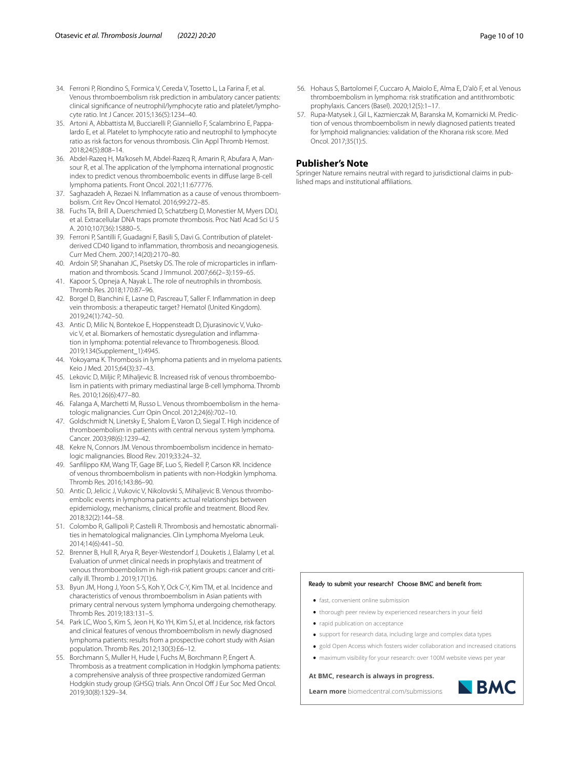34. Ferroni P, Riondino S, Formica V, Cereda V, Tosetto L, La Farina F, et al. Venous thromboembolism risk prediction in ambulatory cancer patients: clinical significance of neutrophil/lymphocyte ratio and platelet/lymphocyte ratio. Int J Cancer. 2015;136(5):1234–40.
35. Artoni A, Abbattista M, Bucciarelli P, Gianniello F, Scalambrino E, Pappalardo E, et al. Platelet to lymphocyte ratio and neutrophil to lymphocyte ratio as risk factors for venous thrombosis. Clin Appl Thromb Hemost. 2018;24(5):808–14.
36. Abdel-Razeq H, Ma'koseh M, Abdel-Razeq R, Amarin R, Abufara A, Mansour R, et al. The application of the lymphoma international prognostic index to predict venous thromboembolic events in diffuse large B-cell lymphoma patients. Front Oncol. 2021;11:677776.
37. Saghazadeh A, Rezaei N. Inflammation as a cause of venous thromboembolism. Crit Rev Oncol Hematol. 2016;99:272–85.
38. Fuchs TA, Brill A, Duerschmied D, Schatzberg D, Monestier M, Myers DDJ, et al. Extracellular DNA traps promote thrombosis. Proc Natl Acad Sci U S A. 2010;107(36):15880–5.
39. Ferroni P, Santilli F, Guadagni F, Basili S, Davi G. Contribution of platelet-derived CD40 ligand to inflammation, thrombosis and neoangiogenesis. Curr Med Chem. 2007;14(20):2170–80.
40. Ardoin SP, Shanahan JC, Pisetsky DS. The role of microparticles in inflammation and thrombosis. Scand J Immunol. 2007;66(2–3):159–65.
41. Kapoor S, Opneja A, Nayak L. The role of neutrophils in thrombosis. Thromb Res. 2018;170:87–96.
42. Borgel D, Bianchini E, Lasne D, Pascreau T, Saller F. Inflammation in deep vein thrombosis: a therapeutic target? Hematol (United Kingdom). 2019;24(1):742–50.
43. Antic D, Milic N, Bontekoe E, Hoppensteadt D, Djurasinovic V, Vukovic V, et al. Biomarkers of hemostatic dysregulation and inflammation in lymphoma: potential relevance to Thrombogenesis. Blood. 2019;134(Supplement_1):4945.
44. Yokoyama K. Thrombosis in lymphoma patients and in myeloma patients. Keio J Med. 2015;64(3):37–43.
45. Lekovic D, Miljic P, Mihaljevic B. Increased risk of venous thromboembolism in patients with primary mediastinal large B-cell lymphoma. Thromb Res. 2010;126(6):477–80.
46. Falanga A, Marchetti M, Russo L. Venous thromboembolism in the hematologic malignancies. Curr Opin Oncol. 2012;24(6):702–10.
47. Goldschmidt N, Linetsky E, Shalom E, Varon D, Siegal T. High incidence of thromboembolism in patients with central nervous system lymphoma. Cancer. 2003;98(6):1239–42.
48. Kekre N, Connors JM. Venous thromboembolism incidence in hematologic malignancies. Blood Rev. 2019;33:24–32.
49. Sanfilippo KM, Wang TF, Gage BF, Luo S, Riedell P, Carson KR. Incidence of venous thromboembolism in patients with non-Hodgkin lymphoma. Thromb Res. 2016;143:86–90.
50. Antic D, Jelicic J, Vukovic V, Nikolovski S, Mihaljevic B. Venous thromboembolic events in lymphoma patients: actual relationships between epidemiology, mechanisms, clinical profile and treatment. Blood Rev. 2018;32(2):144–58.
51. Colombo R, Gallipoli P, Castelli R. Thrombosis and hemostatic abnormalities in hematological malignancies. Clin Lymphoma Myeloma Leuk. 2014;14(6):441–50.
52. Brenner B, Hull R, Arya R, Beyer-Westendorf J, Douketis J, Elalamy I, et al. Evaluation of unmet clinical needs in prophylaxis and treatment of venous thromboembolism in high-risk patient groups: cancer and critically ill. Thromb J. 2019;17(1):6.
53. Byun JM, Hong J, Yoon S-S, Koh Y, Ock C-Y, Kim TM, et al. Incidence and characteristics of venous thromboembolism in Asian patients with primary central nervous system lymphoma undergoing chemotherapy. Thromb Res. 2019;183:131–5.
54. Park LC, Woo S, Kim S, Jeon H, Ko YH, Kim SJ, et al. Incidence, risk factors and clinical features of venous thromboembolism in newly diagnosed lymphoma patients: results from a prospective cohort study with Asian population. Thromb Res. 2012;130(3):E6–12.
55. Borchmann S, Muller H, Hude I, Fuchs M, Borchmann P, Engert A. Thrombosis as a treatment complication in Hodgkin lymphoma patients: a comprehensive analysis of three prospective randomized German Hodgkin study group (GHSG) trials. Ann Oncol Off J Eur Soc Med Oncol. 2019;30(8):1329–34.
56. Hohaus S, Bartolomei F, Cuccaro A, Maiolo E, Alma E, D'alò F, et al. Venous thromboembolism in lymphoma: risk stratification and antithrombotic prophylaxis. Cancers (Basel). 2020;12(5):1–17.
57. Rupa-Matysek J, Gil L, Kazmierczak M, Baranska M, Komarnicki M. Prediction of venous thromboembolism in newly diagnosed patients treated for lymphoid malignancies: validation of the Khorana risk score. Med Oncol. 2017;35(1):5.

## Publisher's Note

Springer Nature remains neutral with regard to jurisdictional claims in published maps and institutional affiliations.

Ready to submit your research? Choose BMC and benefit from:

- fast, convenient online submission
- thorough peer review by experienced researchers in your field
- rapid publication on acceptance
- support for research data, including large and complex data types
- gold Open Access which fosters wider collaboration and increased citations
- maximum visibility for your research: over 100M website views per year

**At BMC, research is always in progress.**

**Learn more** biomedcentral.com/submissions

BMC